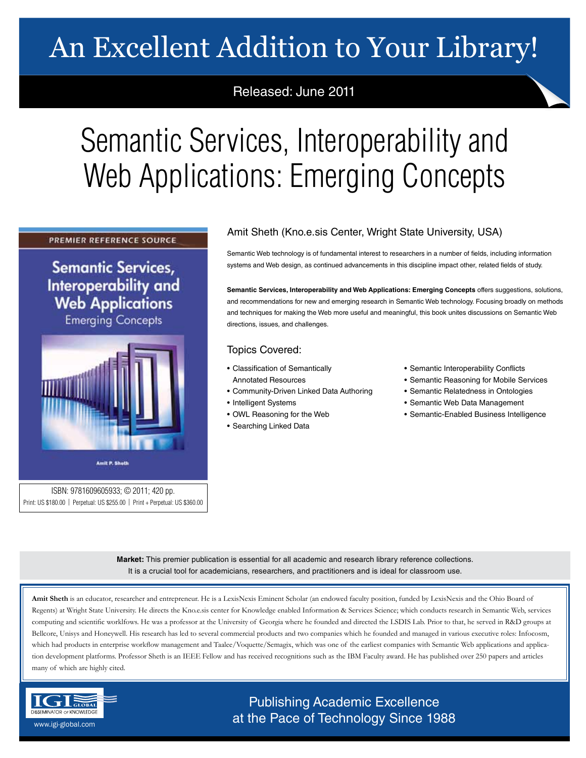# An Excellent Addition to Your Library!

Released: June 2011

# Semantic Services, Interoperability and Web Applications: Emerging Concepts

PREMIER REFERENCE SOURCE

Semantic Services, Interoperability and Web Applications
Emerging Concepts

Amit P. Sheth

ISBN: 9781609605933; © 2011; 420 pp.
Print: US $180.00 | Perpetual: US $255.00 | Print + Perpetual: US $360.00

## Amit Sheth (Kno.e.sis Center, Wright State University, USA)

Semantic Web technology is of fundamental interest to researchers in a number of fields, including information systems and Web design, as continued advancements in this discipline impact other, related fields of study.

**Semantic Services, Interoperability and Web Applications: Emerging Concepts** offers suggestions, solutions, and recommendations for new and emerging research in Semantic Web technology. Focusing broadly on methods and techniques for making the Web more useful and meaningful, this book unites discussions on Semantic Web directions, issues, and challenges.

### Topics Covered:

- Classification of Semantically Annotated Resources
- Community-Driven Linked Data Authoring
- Intelligent Systems
- OWL Reasoning for the Web
- Searching Linked Data
- Semantic Interoperability Conflicts
- Semantic Reasoning for Mobile Services
- Semantic Relatedness in Ontologies
- Semantic Web Data Management
- Semantic-Enabled Business Intelligence

**Market:** This premier publication is essential for all academic and research library reference collections. It is a crucial tool for academicians, researchers, and practitioners and is ideal for classroom use.

**Amit Sheth** is an educator, researcher and entrepreneur. He is a LexisNexis Eminent Scholar (an endowed faculty position, funded by LexisNexis and the Ohio Board of Regents) at Wright State University. He directs the Kno.e.sis center for Knowledge enabled Information & Services Science; which conducts research in Semantic Web, services computing and scientific worklfows. He was a professor at the University of Georgia where he founded and directed the LSDIS Lab. Prior to that, he served in R&D groups at Bellcore, Unisys and Honeywell. His research has led to several commercial products and two companies which he founded and managed in various executive roles: Infocosm, which had products in enterprise workflow management and Taalee/Voquette/Semagix, which was one of the earliest companies with Semantic Web applications and application development platforms. Professor Sheth is an IEEE Fellow and has received recognitions such as the IBM Faculty award. He has published over 250 papers and articles many of which are highly cited.

IGI GLOBAL
DISSEMINATOR OF KNOWLEDGE
www.igi-global.com

Publishing Academic Excellence at the Pace of Technology Since 1988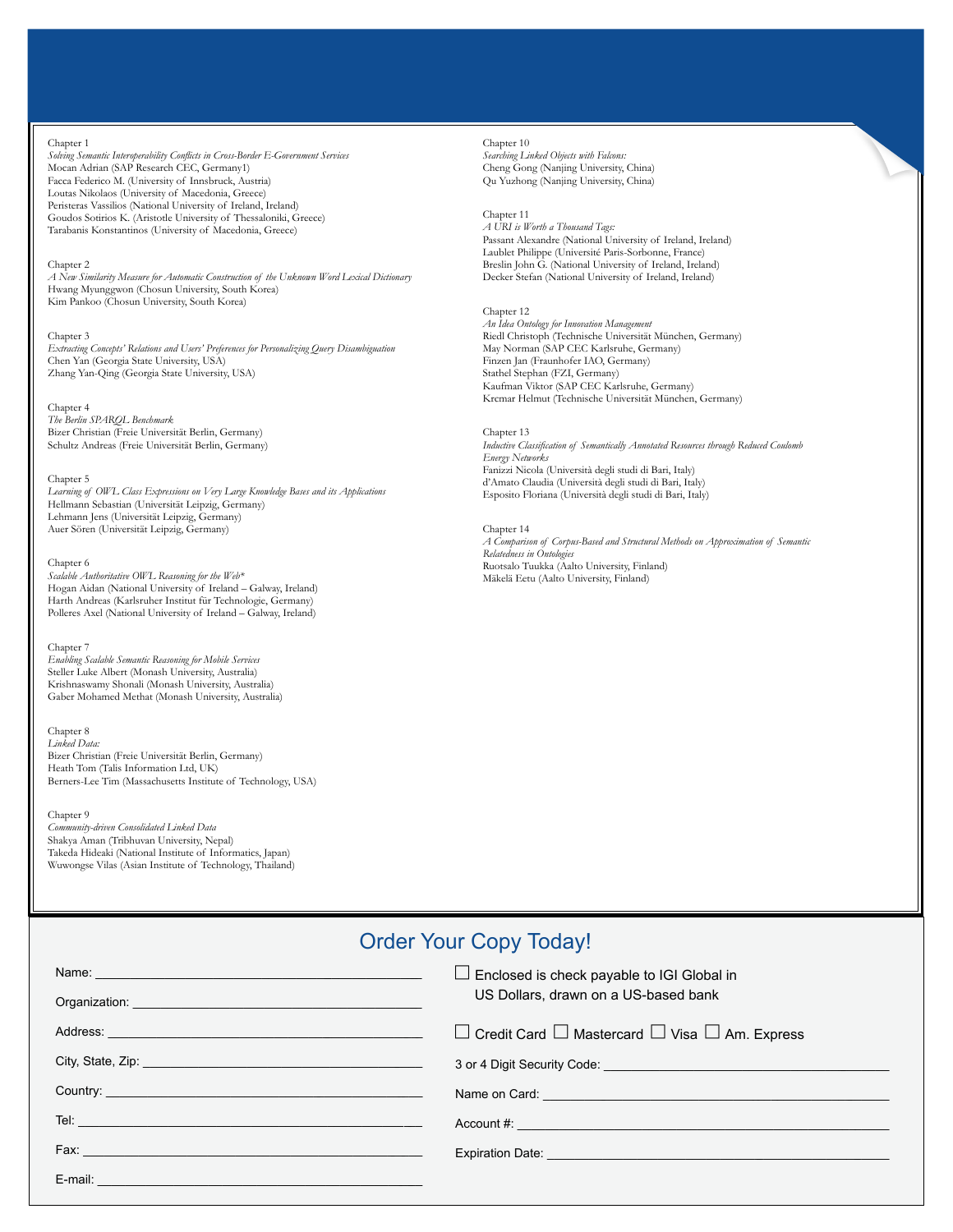Chapter 1
*Solving Semantic Interoperability Conflicts in Cross-Border E-Government Services*
Mocan Adrian (SAP Research CEC, Germany1)
Facca Federico M. (University of Innsbruck, Austria)
Loutas Nikolaos (University of Macedonia, Greece)
Peristeras Vassilios (National University of Ireland, Ireland)
Goudos Sotirios K. (Aristotle University of Thessaloniki, Greece)
Tarabanis Konstantinos (University of Macedonia, Greece)

Chapter 2
*A New Similarity Measure for Automatic Construction of the Unknown Word Lexical Dictionary*
Hwang Myunggwon (Chosun University, South Korea)
Kim Pankoo (Chosun University, South Korea)

Chapter 3
*Extracting Concepts' Relations and Users' Preferences for Personalizing Query Disambiguation*
Chen Yan (Georgia State University, USA)
Zhang Yan-Qing (Georgia State University, USA)

Chapter 4
*The Berlin SPARQL Benchmark*
Bizer Christian (Freie Universität Berlin, Germany)
Schultz Andreas (Freie Universität Berlin, Germany)

Chapter 5
*Learning of OWL Class Expressions on Very Large Knowledge Bases and its Applications*
Hellmann Sebastian (Universität Leipzig, Germany)
Lehmann Jens (Universität Leipzig, Germany)
Auer Sören (Universität Leipzig, Germany)

Chapter 6
*Scalable Authoritative OWL Reasoning for the Web**
Hogan Aidan (National University of Ireland – Galway, Ireland)
Harth Andreas (Karlsruher Institut für Technologie, Germany)
Polleres Axel (National University of Ireland – Galway, Ireland)

Chapter 7
*Enabling Scalable Semantic Reasoning for Mobile Services*
Steller Luke Albert (Monash University, Australia)
Krishnaswamy Shonali (Monash University, Australia)
Gaber Mohamed Methat (Monash University, Australia)

Chapter 8
*Linked Data:*
Bizer Christian (Freie Universität Berlin, Germany)
Heath Tom (Talis Information Ltd, UK)
Berners-Lee Tim (Massachusetts Institute of Technology, USA)

Chapter 9
*Community-driven Consolidated Linked Data*
Shakya Aman (Tribhuvan University, Nepal)
Takeda Hideaki (National Institute of Informatics, Japan)
Wuwongse Vilas (Asian Institute of Technology, Thailand)

Chapter 10
*Searching Linked Objects with Falcons:*
Cheng Gong (Nanjing University, China)
Qu Yuzhong (Nanjing University, China)

Chapter 11
*A URI is Worth a Thousand Tags:*
Passant Alexandre (National University of Ireland, Ireland)
Laublet Philippe (Université Paris-Sorbonne, France)
Breslin John G. (National University of Ireland, Ireland)
Decker Stefan (National University of Ireland, Ireland)

Chapter 12
*An Idea Ontology for Innovation Management*
Riedl Christoph (Technische Universität München, Germany)
May Norman (SAP CEC Karlsruhe, Germany)
Finzen Jan (Fraunhofer IAO, Germany)
Stathel Stephan (FZI, Germany)
Kaufman Viktor (SAP CEC Karlsruhe, Germany)
Krcmar Helmut (Technische Universität München, Germany)

Chapter 13
*Inductive Classification of Semantically Annotated Resources through Reduced Coulomb Energy Networks*
Fanizzi Nicola (Università degli studi di Bari, Italy)
d'Amato Claudia (Università degli studi di Bari, Italy)
Esposito Floriana (Università degli studi di Bari, Italy)

Chapter 14
*A Comparison of Corpus-Based and Structural Methods on Approximation of Semantic Relatedness in Ontologies*
Ruotsalo Tuukka (Aalto University, Finland)
Mäkelä Eetu (Aalto University, Finland)

## Order Your Copy Today!

Name: ______________________________

Organization: ______________________________

Address: ______________________________

City, State, Zip: ______________________________

Country: ______________________________

Tel: ______________________________

Fax: ______________________________

E-mail: ______________________________

☐ Enclosed is check payable to IGI Global in US Dollars, drawn on a US-based bank

☐ Credit Card ☐ Mastercard ☐ Visa ☐ Am. Express

3 or 4 Digit Security Code: ______________________________

Name on Card: ______________________________

Account #: ______________________________

Expiration Date: ______________________________